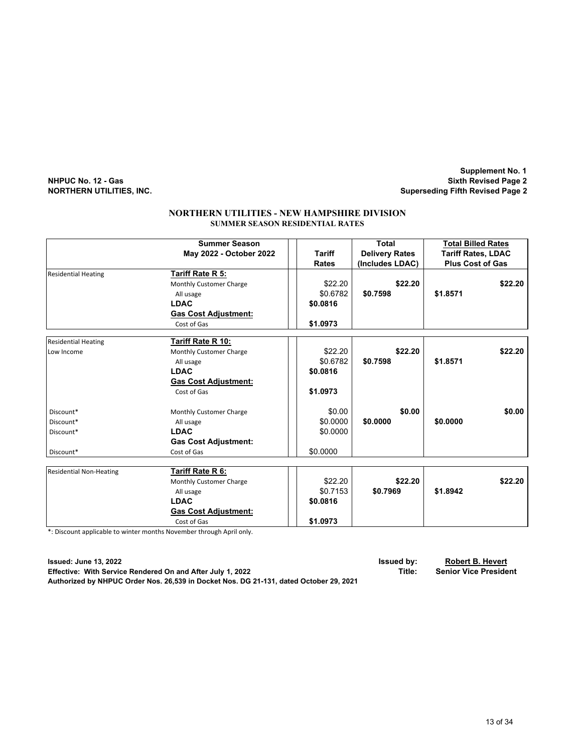NHPUC No. 12 - Gas
NORTHERN UTILITIES, INC.

Supplement No. 1
Sixth Revised Page 2
Superseding Fifth Revised Page 2

# NORTHERN UTILITIES - NEW HAMPSHIRE DIVISION

## SUMMER SEASON RESIDENTIAL RATES

| | Summer Season May 2022 - October 2022 | Tariff Rates | Total Delivery Rates (Includes LDAC) | Total Billed Rates Tariff Rates, LDAC Plus Cost of Gas |
|---|---|---|---|---|
| Residential Heating | **Tariff Rate R 5:** | | | |
| | Monthly Customer Charge | $22.20 | **$22.20** | **$22.20** |
| | All usage | $0.6782 | **$0.7598** | **$1.8571** |
| | **LDAC** | **$0.0816** | | |
| | **Gas Cost Adjustment:** | | | |
| | Cost of Gas | **$1.0973** | | |
| Residential Heating | **Tariff Rate R 10:** | | | |
| Low Income | Monthly Customer Charge | $22.20 | **$22.20** | **$22.20** |
| | All usage | $0.6782 | **$0.7598** | **$1.8571** |
| | **LDAC** | **$0.0816** | | |
| | **Gas Cost Adjustment:** | | | |
| | Cost of Gas | **$1.0973** | | |
| Discount* | Monthly Customer Charge | $0.00 | **$0.00** | **$0.00** |
| Discount* | All usage | $0.0000 | **$0.0000** | **$0.0000** |
| Discount* | **LDAC** | $0.0000 | | |
| | **Gas Cost Adjustment:** | | | |
| Discount* | Cost of Gas | $0.0000 | | |
| Residential Non-Heating | **Tariff Rate R 6:** | | | |
| | Monthly Customer Charge | $22.20 | **$22.20** | **$22.20** |
| | All usage | $0.7153 | **$0.7969** | **$1.8942** |
| | **LDAC** | **$0.0816** | | |
| | **Gas Cost Adjustment:** | | | |
| | Cost of Gas | **$1.0973** | | |

*: Discount applicable to winter months November through April only.

**Issued: June 13, 2022** **Issued by: Robert B. Hevert**
**Effective: With Service Rendered On and After July 1, 2022** **Title: Senior Vice President**
**Authorized by NHPUC Order Nos. 26,539 in Docket Nos. DG 21-131, dated October 29, 2021**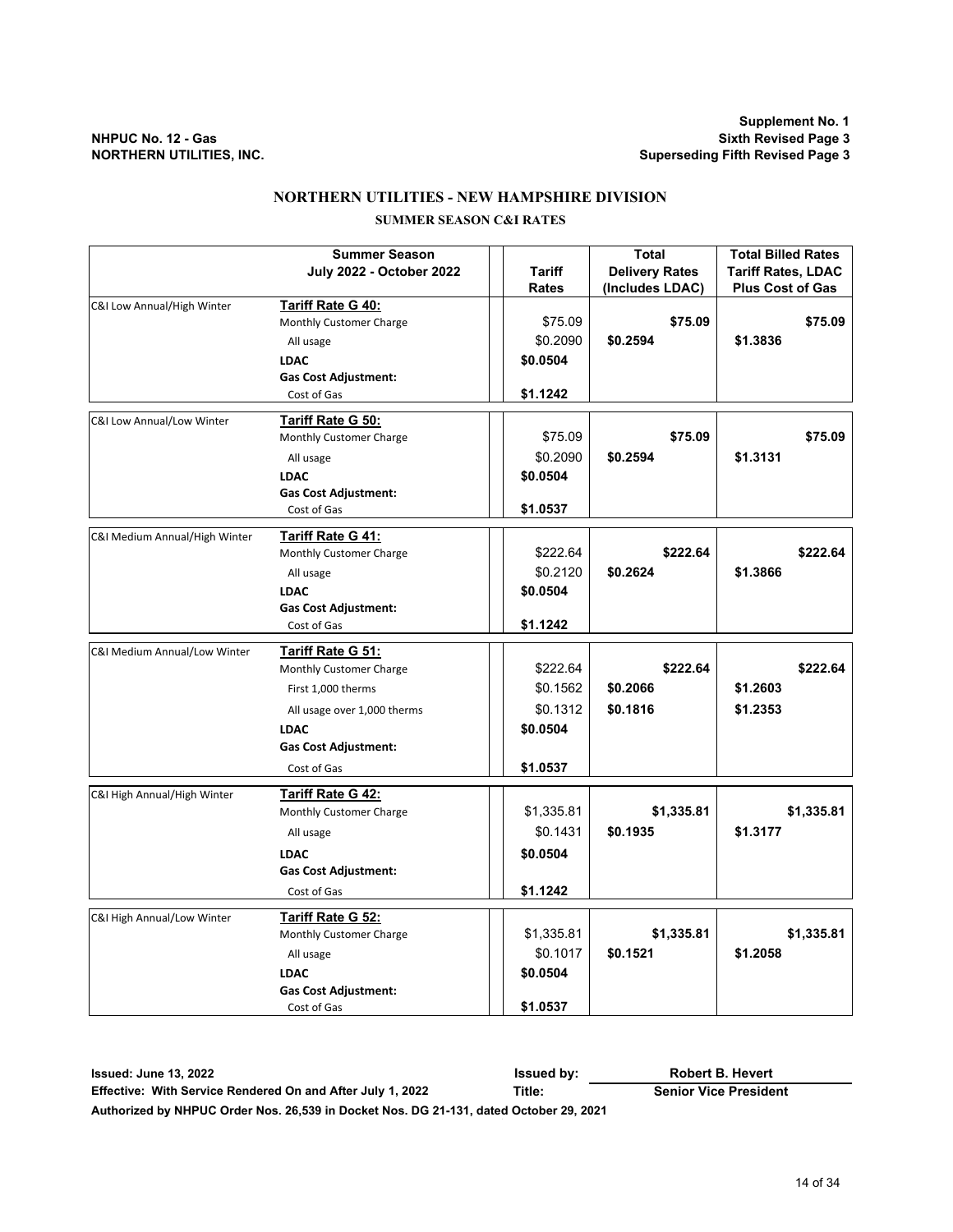NHPUC No. 12 - Gas
NORTHERN UTILITIES, INC.

Supplement No. 1
Sixth Revised Page 3
Superseding Fifth Revised Page 3

# NORTHERN UTILITIES - NEW HAMPSHIRE DIVISION

## SUMMER SEASON C&I RATES

| | Summer Season July 2022 - October 2022 | Tariff Rates | Total Delivery Rates (Includes LDAC) | Total Billed Rates Tariff Rates, LDAC Plus Cost of Gas |
|---|---|---|---|---|
| C&I Low Annual/High Winter | **Tariff Rate G 40:** | | | |
| | Monthly Customer Charge | $75.09 | **$75.09** | **$75.09** |
| | All usage | $0.2090 | **$0.2594** | **$1.3836** |
| | **LDAC** | **$0.0504** | | |
| | **Gas Cost Adjustment:** | | | |
| | Cost of Gas | **$1.1242** | | |
| C&I Low Annual/Low Winter | **Tariff Rate G 50:** | | | |
| | Monthly Customer Charge | $75.09 | **$75.09** | **$75.09** |
| | All usage | $0.2090 | **$0.2594** | **$1.3131** |
| | **LDAC** | **$0.0504** | | |
| | **Gas Cost Adjustment:** | | | |
| | Cost of Gas | **$1.0537** | | |
| C&I Medium Annual/High Winter | **Tariff Rate G 41:** | | | |
| | Monthly Customer Charge | $222.64 | **$222.64** | **$222.64** |
| | All usage | $0.2120 | **$0.2624** | **$1.3866** |
| | **LDAC** | **$0.0504** | | |
| | **Gas Cost Adjustment:** | | | |
| | Cost of Gas | **$1.1242** | | |
| C&I Medium Annual/Low Winter | **Tariff Rate G 51:** | | | |
| | Monthly Customer Charge | $222.64 | **$222.64** | **$222.64** |
| | First 1,000 therms | $0.1562 | **$0.2066** | **$1.2603** |
| | All usage over 1,000 therms | $0.1312 | **$0.1816** | **$1.2353** |
| | **LDAC** | **$0.0504** | | |
| | **Gas Cost Adjustment:** | | | |
| | Cost of Gas | **$1.0537** | | |
| C&I High Annual/High Winter | **Tariff Rate G 42:** | | | |
| | Monthly Customer Charge | $1,335.81 | **$1,335.81** | **$1,335.81** |
| | All usage | $0.1431 | **$0.1935** | **$1.3177** |
| | **LDAC** | **$0.0504** | | |
| | **Gas Cost Adjustment:** | | | |
| | Cost of Gas | **$1.1242** | | |
| C&I High Annual/Low Winter | **Tariff Rate G 52:** | | | |
| | Monthly Customer Charge | $1,335.81 | **$1,335.81** | **$1,335.81** |
| | All usage | $0.1017 | **$0.1521** | **$1.2058** |
| | **LDAC** | **$0.0504** | | |
| | **Gas Cost Adjustment:** | | | |
| | Cost of Gas | **$1.0537** | | |

**Issued: June 13, 2022** | **Issued by:** Robert B. Hevert
**Effective: With Service Rendered On and After July 1, 2022** | **Title:** Senior Vice President
**Authorized by NHPUC Order Nos. 26,539 in Docket Nos. DG 21-131, dated October 29, 2021**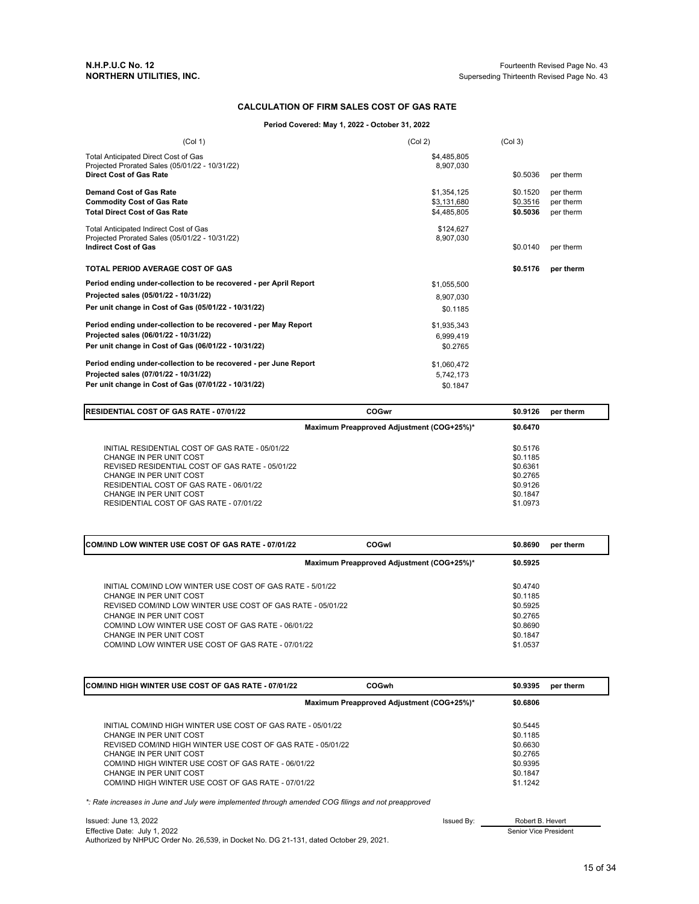**N.H.P.U.C No. 12**
**NORTHERN UTILITIES, INC.**

Fourteenth Revised Page No. 43
Superseding Thirteenth Revised Page No. 43

### CALCULATION OF FIRM SALES COST OF GAS RATE

**Period Covered: May 1, 2022 - October 31, 2022**

| (Col 1) | (Col 2) | (Col 3) | |
|---|---|---|---|
| Total Anticipated Direct Cost of Gas | $4,485,805 | | |
| Projected Prorated Sales (05/01/22 - 10/31/22) | 8,907,030 | | |
| **Direct Cost of Gas Rate** | | $0.5036 | per therm |
| **Demand Cost of Gas Rate** | $1,354,125 | $0.1520 | per therm |
| **Commodity Cost of Gas Rate** | $3,131,680 | $0.3516 | per therm |
| **Total Direct Cost of Gas Rate** | $4,485,805 | **$0.5036** | per therm |
| Total Anticipated Indirect Cost of Gas | $124,627 | | |
| Projected Prorated Sales (05/01/22 - 10/31/22) | 8,907,030 | | |
| **Indirect Cost of Gas** | | $0.0140 | per therm |
| **TOTAL PERIOD AVERAGE COST OF GAS** | | **$0.5176** | **per therm** |
| **Period ending under-collection to be recovered - per April Report** | $1,055,500 | | |
| **Projected sales (05/01/22 - 10/31/22)** | 8,907,030 | | |
| **Per unit change in Cost of Gas (05/01/22 - 10/31/22)** | $0.1185 | | |
| **Period ending under-collection to be recovered - per May Report** | $1,935,343 | | |
| **Projected sales (06/01/22 - 10/31/22)** | 6,999,419 | | |
| **Per unit change in Cost of Gas (06/01/22 - 10/31/22)** | $0.2765 | | |
| **Period ending under-collection to be recovered - per June Report** | $1,060,472 | | |
| **Projected sales (07/01/22 - 10/31/22)** | 5,742,173 | | |
| **Per unit change in Cost of Gas (07/01/22 - 10/31/22)** | $0.1847 | | |

| **RESIDENTIAL COST OF GAS RATE - 07/01/22** | **COGwr** | **$0.9126** | **per therm** |
|---|---|---|---|
| | **Maximum Preapproved Adjustment (COG+25%)*** | **$0.6470** | |
| INITIAL RESIDENTIAL COST OF GAS RATE - 05/01/22 | | $0.5176 | |
| CHANGE IN PER UNIT COST | | $0.1185 | |
| REVISED RESIDENTIAL COST OF GAS RATE - 05/01/22 | | $0.6361 | |
| CHANGE IN PER UNIT COST | | $0.2765 | |
| RESIDENTIAL COST OF GAS RATE - 06/01/22 | | $0.9126 | |
| CHANGE IN PER UNIT COST | | $0.1847 | |
| RESIDENTIAL COST OF GAS RATE - 07/01/22 | | $1.0973 | |

| **COM/IND LOW WINTER USE COST OF GAS RATE - 07/01/22** | **COGwl** | **$0.8690** | **per therm** |
|---|---|---|---|
| | **Maximum Preapproved Adjustment (COG+25%)*** | **$0.5925** | |
| INITIAL COM/IND LOW WINTER USE COST OF GAS RATE - 5/01/22 | | $0.4740 | |
| CHANGE IN PER UNIT COST | | $0.1185 | |
| REVISED COM/IND LOW WINTER USE COST OF GAS RATE - 05/01/22 | | $0.5925 | |
| CHANGE IN PER UNIT COST | | $0.2765 | |
| COM/IND LOW WINTER USE COST OF GAS RATE - 06/01/22 | | $0.8690 | |
| CHANGE IN PER UNIT COST | | $0.1847 | |
| COM/IND LOW WINTER USE COST OF GAS RATE - 07/01/22 | | $1.0537 | |

| **COM/IND HIGH WINTER USE COST OF GAS RATE - 07/01/22** | **COGwh** | **$0.9395** | **per therm** |
|---|---|---|---|
| | **Maximum Preapproved Adjustment (COG+25%)*** | **$0.6806** | |
| INITIAL COM/IND HIGH WINTER USE COST OF GAS RATE - 05/01/22 | | $0.5445 | |
| CHANGE IN PER UNIT COST | | $0.1185 | |
| REVISED COM/IND HIGH WINTER USE COST OF GAS RATE - 05/01/22 | | $0.6630 | |
| CHANGE IN PER UNIT COST | | $0.2765 | |
| COM/IND HIGH WINTER USE COST OF GAS RATE - 06/01/22 | | $0.9395 | |
| CHANGE IN PER UNIT COST | | $0.1847 | |
| COM/IND HIGH WINTER USE COST OF GAS RATE - 07/01/22 | | $1.1242 | |

*\*: Rate increases in June and July were implemented through amended COG filings and not preapproved*

Issued: June 13, 2022
Effective Date: July 1, 2022
Authorized by NHPUC Order No. 26,539, in Docket No. DG 21-131, dated October 29, 2021.

Issued By: Robert B. Hevert
Senior Vice President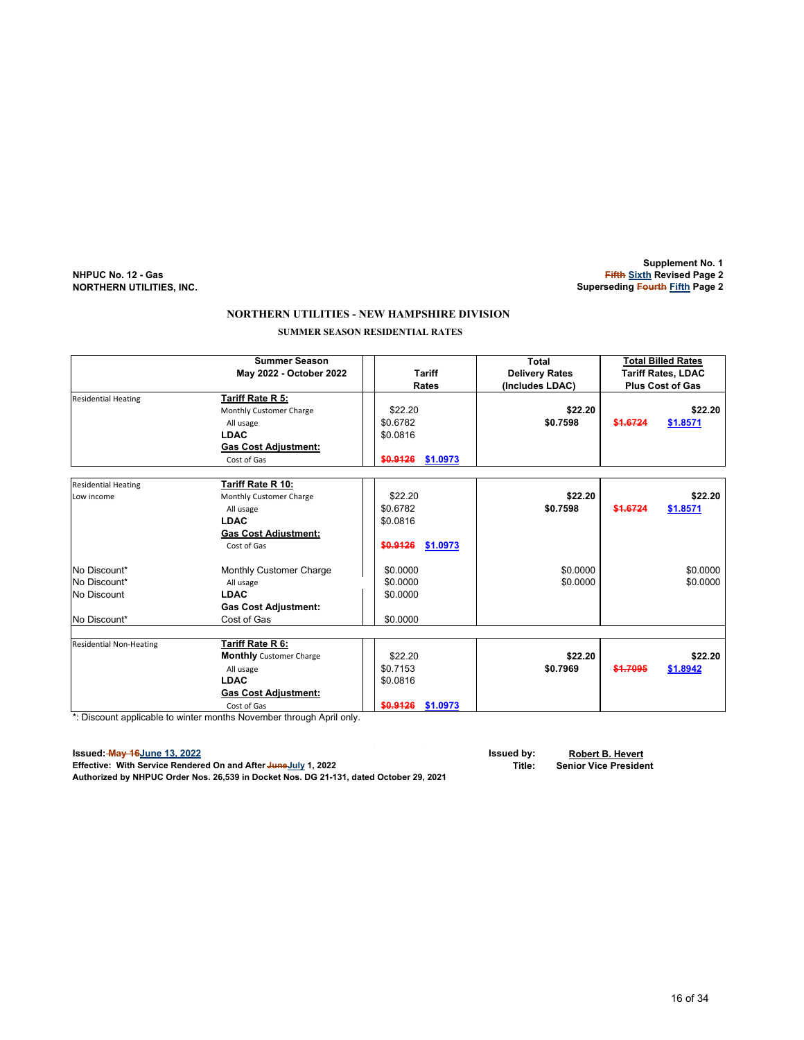NHPUC No. 12 - Gas
NORTHERN UTILITIES, INC.

Supplement No. 1
~~Fifth~~ Sixth Revised Page 2
Superseding ~~Fourth~~ Fifth Page 2

# NORTHERN UTILITIES - NEW HAMPSHIRE DIVISION

## SUMMER SEASON RESIDENTIAL RATES

| | Summer Season May 2022 - October 2022 | Tariff Rates | Total Delivery Rates (Includes LDAC) | Total Billed Rates Tariff Rates, LDAC Plus Cost of Gas |
|---|---|---|---|---|
| Residential Heating | **Tariff Rate R 5:** | | | |
| | Monthly Customer Charge | $22.20 | **$22.20** | **$22.20** |
| | All usage | $0.6782 | **$0.7598** | ~~$1.6724~~ $1.8571 |
| | **LDAC** | $0.0816 | | |
| | **Gas Cost Adjustment:** | | | |
| | Cost of Gas | ~~$0.9126~~ $1.0973 | | |
| Residential Heating Low income | **Tariff Rate R 10:** | | | |
| | Monthly Customer Charge | $22.20 | **$22.20** | **$22.20** |
| | All usage | $0.6782 | **$0.7598** | ~~$1.6724~~ $1.8571 |
| | **LDAC** | $0.0816 | | |
| | **Gas Cost Adjustment:** | | | |
| | Cost of Gas | ~~$0.9126~~ $1.0973 | | |
| No Discount* | Monthly Customer Charge | $0.0000 | $0.0000 | $0.0000 |
| No Discount* | All usage | $0.0000 | $0.0000 | $0.0000 |
| No Discount | **LDAC** | $0.0000 | | |
| | **Gas Cost Adjustment:** | | | |
| No Discount* | Cost of Gas | $0.0000 | | |
| Residential Non-Heating | **Tariff Rate R 6:** | | | |
| | **Monthly** Customer Charge | $22.20 | **$22.20** | **$22.20** |
| | All usage | $0.7153 | **$0.7969** | ~~$1.7095~~ $1.8942 |
| | **LDAC** | $0.0816 | | |
| | **Gas Cost Adjustment:** | | | |
| | Cost of Gas | ~~$0.9126~~ $1.0973 | | |

*: Discount applicable to winter months November through April only.

**Issued:** ~~May 16~~ June 13, 2022
**Effective: With Service Rendered On and After** ~~June~~ **July 1, 2022**
**Authorized by NHPUC Order Nos. 26,539 in Docket Nos. DG 21-131, dated October 29, 2021**

**Issued by:** Robert B. Hevert
**Title:** Senior Vice President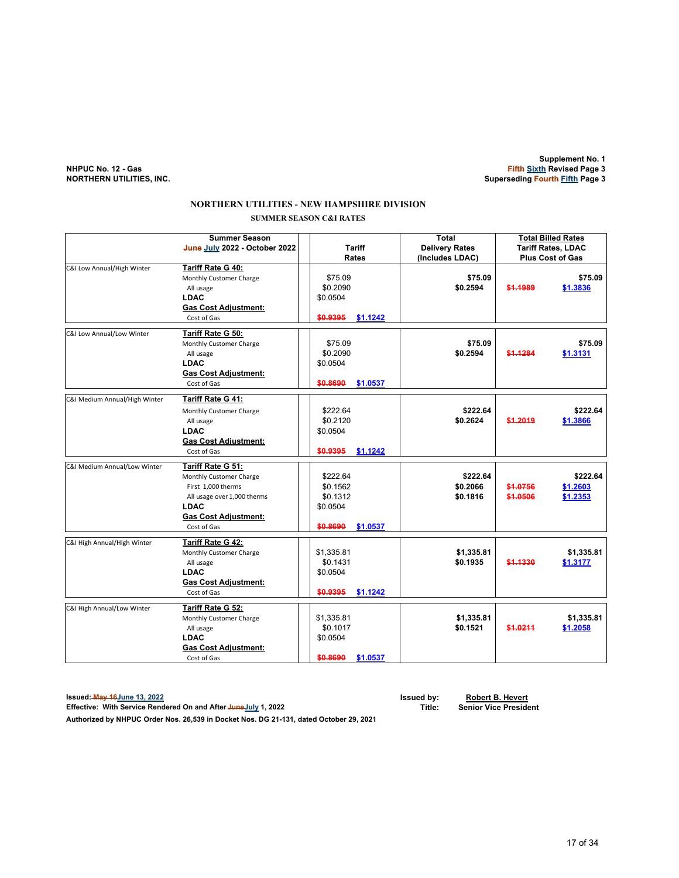NHPUC No. 12 - Gas
NORTHERN UTILITIES, INC.

Supplement No. 1
~~Fifth~~ Sixth Revised Page 3
Superseding ~~Fourth~~ Fifth Page 3

## NORTHERN UTILITIES - NEW HAMPSHIRE DIVISION

### SUMMER SEASON C&I RATES

| | Summer Season ~~June~~ July 2022 - October 2022 | Tariff Rates | Total Delivery Rates (Includes LDAC) | Total Billed Rates Tariff Rates, LDAC Plus Cost of Gas |
|---|---|---|---|---|
| C&I Low Annual/High Winter | **Tariff Rate G 40:** | | | |
| | Monthly Customer Charge | $75.09 | **$75.09** | **$75.09** |
| | All usage | $0.2090 | **$0.2594** | ~~$1.1989~~ $1.3836 |
| | **LDAC** | $0.0504 | | |
| | **Gas Cost Adjustment:** | | | |
| | Cost of Gas | ~~$0.9395~~ $1.1242 | | |
| C&I Low Annual/Low Winter | **Tariff Rate G 50:** | | | |
| | Monthly Customer Charge | $75.09 | **$75.09** | **$75.09** |
| | All usage | $0.2090 | **$0.2594** | ~~$1.1284~~ $1.3131 |
| | **LDAC** | $0.0504 | | |
| | **Gas Cost Adjustment:** | | | |
| | Cost of Gas | ~~$0.8690~~ $1.0537 | | |
| C&I Medium Annual/High Winter | **Tariff Rate G 41:** | | | |
| | Monthly Customer Charge | $222.64 | **$222.64** | **$222.64** |
| | All usage | $0.2120 | **$0.2624** | ~~$1.2019~~ $1.3866 |
| | **LDAC** | $0.0504 | | |
| | **Gas Cost Adjustment:** | | | |
| | Cost of Gas | ~~$0.9395~~ $1.1242 | | |
| C&I Medium Annual/Low Winter | **Tariff Rate G 51:** | | | |
| | Monthly Customer Charge | $222.64 | **$222.64** | **$222.64** |
| | First 1,000 therms | $0.1562 | **$0.2066** | ~~$1.0756~~ $1.2603 |
| | All usage over 1,000 therms | $0.1312 | **$0.1816** | ~~$1.0506~~ $1.2353 |
| | **LDAC** | $0.0504 | | |
| | **Gas Cost Adjustment:** | | | |
| | Cost of Gas | ~~$0.8690~~ $1.0537 | | |
| C&I High Annual/High Winter | **Tariff Rate G 42:** | | | |
| | Monthly Customer Charge | $1,335.81 | **$1,335.81** | **$1,335.81** |
| | All usage | $0.1431 | **$0.1935** | ~~$1.1330~~ $1.3177 |
| | **LDAC** | $0.0504 | | |
| | **Gas Cost Adjustment:** | | | |
| | Cost of Gas | ~~$0.9395~~ $1.1242 | | |
| C&I High Annual/Low Winter | **Tariff Rate G 52:** | | | |
| | Monthly Customer Charge | $1,335.81 | **$1,335.81** | **$1,335.81** |
| | All usage | $0.1017 | **$0.1521** | ~~$1.0211~~ $1.2058 |
| | **LDAC** | $0.0504 | | |
| | **Gas Cost Adjustment:** | | | |
| | Cost of Gas | ~~$0.8690~~ $1.0537 | | |

**Issued:** ~~May 16~~ June 13, 2022
**Effective: With Service Rendered On and After** ~~June~~ **July 1, 2022**
**Authorized by NHPUC Order Nos. 26,539 in Docket Nos. DG 21-131, dated October 29, 2021**

**Issued by:** Robert B. Hevert
**Title:** Senior Vice President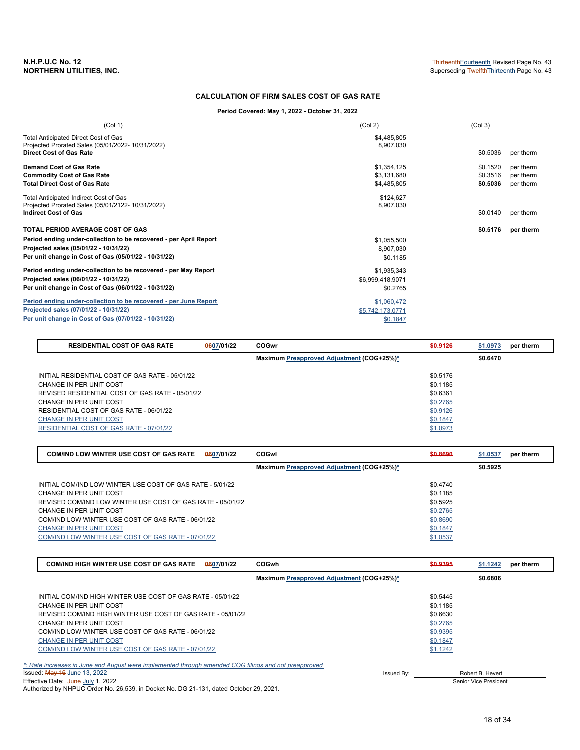N.H.P.U.C No. 12
NORTHERN UTILITIES, INC.

~~Thirteenth~~Fourteenth Revised Page No. 43
Superseding ~~Twelfth~~Thirteenth Page No. 43

## CALCULATION OF FIRM SALES COST OF GAS RATE

**Period Covered: May 1, 2022 - October 31, 2022**

| (Col 1) | (Col 2) | (Col 3) | |
|---|---|---|---|
| Total Anticipated Direct Cost of Gas | $4,485,805 | | |
| Projected Prorated Sales (05/01/2022- 10/31/2022) | 8,907,030 | | |
| **Direct Cost of Gas Rate** | | $0.5036 | per therm |
| **Demand Cost of Gas Rate** | $1,354,125 | $0.1520 | per therm |
| **Commodity Cost of Gas Rate** | $3,131,680 | $0.3516 | per therm |
| **Total Direct Cost of Gas Rate** | $4,485,805 | **$0.5036** | per therm |
| Total Anticipated Indirect Cost of Gas | $124,627 | | |
| Projected Prorated Sales (05/01/2122- 10/31/2022) | 8,907,030 | | |
| **Indirect Cost of Gas** | | $0.0140 | per therm |
| **TOTAL PERIOD AVERAGE COST OF GAS** | | **$0.5176** | **per therm** |
| **Period ending under-collection to be recovered - per April Report** | $1,055,500 | | |
| **Projected sales (05/01/22 - 10/31/22)** | 8,907,030 | | |
| **Per unit change in Cost of Gas (05/01/22 - 10/31/22)** | $0.1185 | | |
| **Period ending under-collection to be recovered - per May Report** | $1,935,343 | | |
| **Projected sales (06/01/22 - 10/31/22)** | $6,999,418.9071 | | |
| **Per unit change in Cost of Gas (06/01/22 - 10/31/22)** | $0.2765 | | |
| **Period ending under-collection to be recovered - per June Report** | $1,060,472 | | |
| **Projected sales (07/01/22 - 10/31/22)** | $5,742,173.0771 | | |
| **Per unit change in Cost of Gas (07/01/22 - 10/31/22)** | $0.1847 | | |

| **RESIDENTIAL COST OF GAS RATE** | ~~06~~07/01/22 | **COGwr** | ~~$0.9126~~ | **$1.0973** | **per therm** |
|---|---|---|---|---|---|
| | | **Maximum Preapproved Adjustment (COG+25%)*** | | **$0.6470** | |
| INITIAL RESIDENTIAL COST OF GAS RATE - 05/01/22 | | | $0.5176 | | |
| CHANGE IN PER UNIT COST | | | $0.1185 | | |
| REVISED RESIDENTIAL COST OF GAS RATE - 05/01/22 | | | $0.6361 | | |
| CHANGE IN PER UNIT COST | | | $0.2765 | | |
| RESIDENTIAL COST OF GAS RATE - 06/01/22 | | | $0.9126 | | |
| CHANGE IN PER UNIT COST | | | $0.1847 | | |
| RESIDENTIAL COST OF GAS RATE - 07/01/22 | | | $1.0973 | | |

| **COM/IND LOW WINTER USE COST OF GAS RATE** | ~~06~~07/01/22 | **COGwl** | ~~$0.8690~~ | **$1.0537** | **per therm** |
|---|---|---|---|---|---|
| | | **Maximum Preapproved Adjustment (COG+25%)*** | | **$0.5925** | |
| INITIAL COM/IND LOW WINTER USE COST OF GAS RATE - 5/01/22 | | | $0.4740 | | |
| CHANGE IN PER UNIT COST | | | $0.1185 | | |
| REVISED COM/IND LOW WINTER USE COST OF GAS RATE - 05/01/22 | | | $0.5925 | | |
| CHANGE IN PER UNIT COST | | | $0.2765 | | |
| COM/IND LOW WINTER USE COST OF GAS RATE - 06/01/22 | | | $0.8690 | | |
| CHANGE IN PER UNIT COST | | | $0.1847 | | |
| COM/IND LOW WINTER USE COST OF GAS RATE - 07/01/22 | | | $1.0537 | | |

| **COM/IND HIGH WINTER USE COST OF GAS RATE** | ~~06~~07/01/22 | **COGwh** | ~~$0.9395~~ | **$1.1242** | **per therm** |
|---|---|---|---|---|---|
| | | **Maximum Preapproved Adjustment (COG+25%)*** | | **$0.6806** | |
| INITIAL COM/IND HIGH WINTER USE COST OF GAS RATE - 05/01/22 | | | $0.5445 | | |
| CHANGE IN PER UNIT COST | | | $0.1185 | | |
| REVISED COM/IND HIGH WINTER USE COST OF GAS RATE - 05/01/22 | | | $0.6630 | | |
| CHANGE IN PER UNIT COST | | | $0.2765 | | |
| COM/IND LOW WINTER USE COST OF GAS RATE - 06/01/22 | | | $0.9395 | | |
| CHANGE IN PER UNIT COST | | | $0.1847 | | |
| COM/IND LOW WINTER USE COST OF GAS RATE - 07/01/22 | | | $1.1242 | | |

*\*: Rate increases in June and August were implemented through amended COG filings and not preapproved*

Issued: ~~May 16~~ June 13, 2022
Effective Date: ~~June~~ July 1, 2022
Authorized by NHPUC Order No. 26,539, in Docket No. DG 21-131, dated October 29, 2021.

Issued By: Robert B. Hevert
Senior Vice President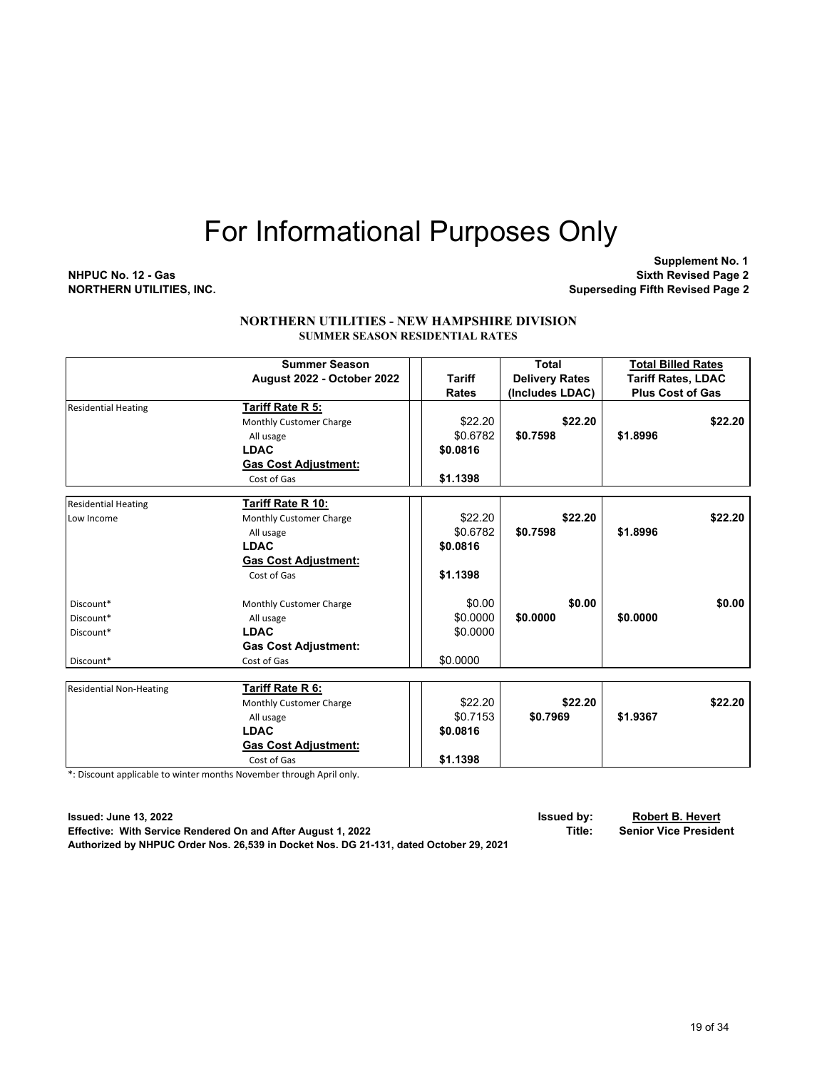# For Informational Purposes Only

**NHPUC No. 12 - Gas**
**NORTHERN UTILITIES, INC.**

**Supplement No. 1**
**Sixth Revised Page 2**
**Superseding Fifth Revised Page 2**

**NORTHERN UTILITIES - NEW HAMPSHIRE DIVISION**
**SUMMER SEASON RESIDENTIAL RATES**

| | Summer Season August 2022 - October 2022 | Tariff Rates | Total Delivery Rates (Includes LDAC) | Total Billed Rates Tariff Rates, LDAC Plus Cost of Gas |
|---|---|---|---|---|
| Residential Heating | **Tariff Rate R 5:** | | | |
| | Monthly Customer Charge | $22.20 | **$22.20** | **$22.20** |
| | All usage | $0.6782 | **$0.7598** | **$1.8996** |
| | **LDAC** | **$0.0816** | | |
| | **Gas Cost Adjustment:** | | | |
| | Cost of Gas | **$1.1398** | | |
| Residential Heating | **Tariff Rate R 10:** | | | |
| Low Income | Monthly Customer Charge | $22.20 | **$22.20** | **$22.20** |
| | All usage | $0.6782 | **$0.7598** | **$1.8996** |
| | **LDAC** | **$0.0816** | | |
| | **Gas Cost Adjustment:** | | | |
| | Cost of Gas | **$1.1398** | | |
| Discount* | Monthly Customer Charge | $0.00 | **$0.00** | **$0.00** |
| Discount* | All usage | $0.0000 | **$0.0000** | **$0.0000** |
| Discount* | **LDAC** | $0.0000 | | |
| | **Gas Cost Adjustment:** | | | |
| Discount* | Cost of Gas | $0.0000 | | |
| Residential Non-Heating | **Tariff Rate R 6:** | | | |
| | Monthly Customer Charge | $22.20 | **$22.20** | **$22.20** |
| | All usage | $0.7153 | **$0.7969** | **$1.9367** |
| | **LDAC** | **$0.0816** | | |
| | **Gas Cost Adjustment:** | | | |
| | Cost of Gas | **$1.1398** | | |

*: Discount applicable to winter months November through April only.

**Issued: June 13, 2022**
**Effective: With Service Rendered On and After August 1, 2022**
**Authorized by NHPUC Order Nos. 26,539 in Docket Nos. DG 21-131, dated October 29, 2021**

**Issued by:** **Robert B. Hevert**
**Title:** **Senior Vice President**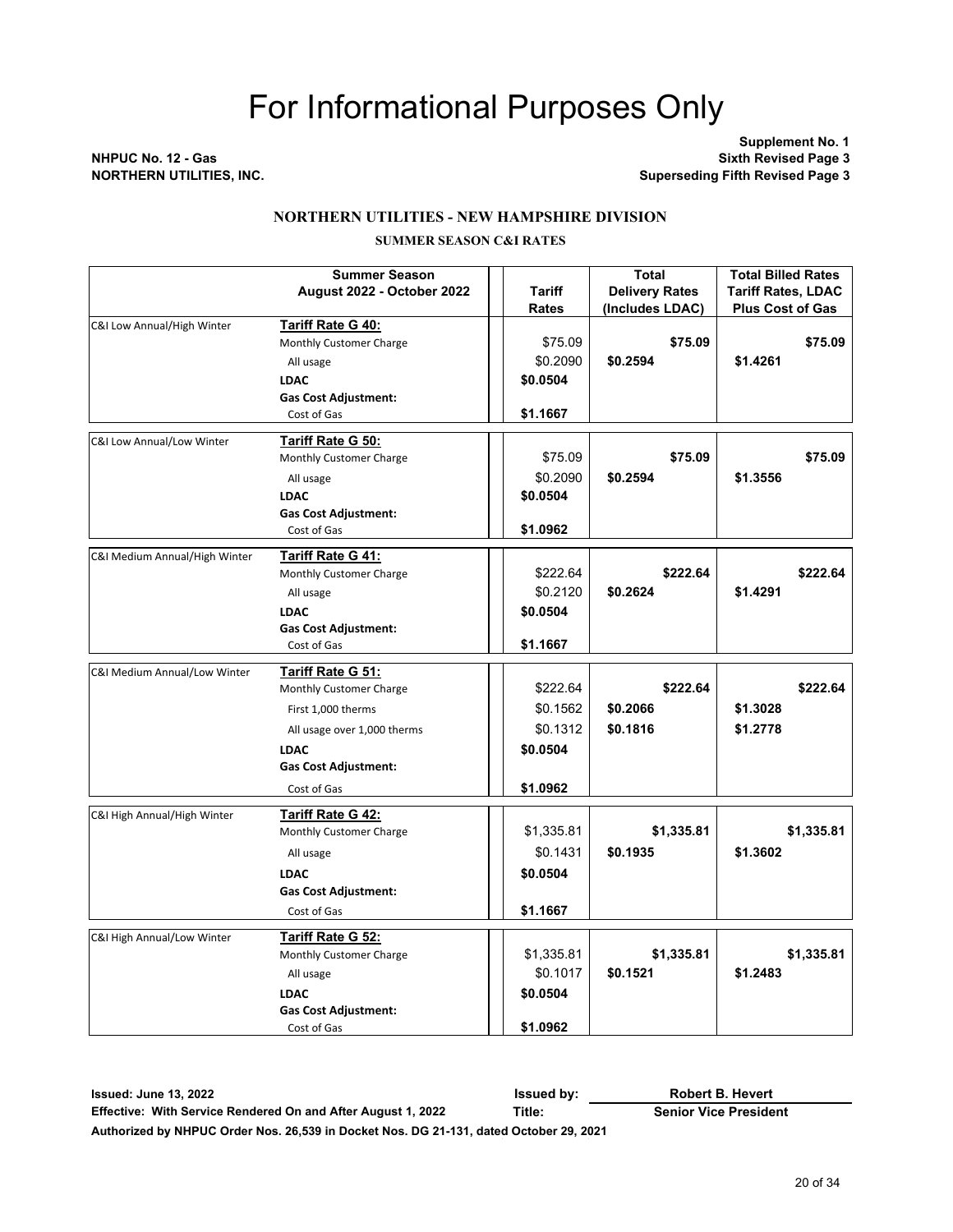# For Informational Purposes Only

**NHPUC No. 12 - Gas**
**NORTHERN UTILITIES, INC.**

**Supplement No. 1**
**Sixth Revised Page 3**
**Superseding Fifth Revised Page 3**

## NORTHERN UTILITIES - NEW HAMPSHIRE DIVISION

### SUMMER SEASON C&I RATES

| | Summer Season August 2022 - October 2022 | Tariff Rates | Total Delivery Rates (Includes LDAC) | Total Billed Rates Tariff Rates, LDAC Plus Cost of Gas |
|---|---|---|---|---|
| C&I Low Annual/High Winter | **Tariff Rate G 40:** | | | |
| | Monthly Customer Charge | $75.09 | **$75.09** | **$75.09** |
| | All usage | $0.2090 | **$0.2594** | **$1.4261** |
| | **LDAC** | **$0.0504** | | |
| | **Gas Cost Adjustment:** | | | |
| | Cost of Gas | **$1.1667** | | |
| C&I Low Annual/Low Winter | **Tariff Rate G 50:** | | | |
| | Monthly Customer Charge | $75.09 | **$75.09** | **$75.09** |
| | All usage | $0.2090 | **$0.2594** | **$1.3556** |
| | **LDAC** | **$0.0504** | | |
| | **Gas Cost Adjustment:** | | | |
| | Cost of Gas | **$1.0962** | | |
| C&I Medium Annual/High Winter | **Tariff Rate G 41:** | | | |
| | Monthly Customer Charge | $222.64 | **$222.64** | **$222.64** |
| | All usage | $0.2120 | **$0.2624** | **$1.4291** |
| | **LDAC** | **$0.0504** | | |
| | **Gas Cost Adjustment:** | | | |
| | Cost of Gas | **$1.1667** | | |
| C&I Medium Annual/Low Winter | **Tariff Rate G 51:** | | | |
| | Monthly Customer Charge | $222.64 | **$222.64** | **$222.64** |
| | First 1,000 therms | $0.1562 | **$0.2066** | **$1.3028** |
| | All usage over 1,000 therms | $0.1312 | **$0.1816** | **$1.2778** |
| | **LDAC** | **$0.0504** | | |
| | **Gas Cost Adjustment:** | | | |
| | Cost of Gas | **$1.0962** | | |
| C&I High Annual/High Winter | **Tariff Rate G 42:** | | | |
| | Monthly Customer Charge | $1,335.81 | **$1,335.81** | **$1,335.81** |
| | All usage | $0.1431 | **$0.1935** | **$1.3602** |
| | **LDAC** | **$0.0504** | | |
| | **Gas Cost Adjustment:** | | | |
| | Cost of Gas | **$1.1667** | | |
| C&I High Annual/Low Winter | **Tariff Rate G 52:** | | | |
| | Monthly Customer Charge | $1,335.81 | **$1,335.81** | **$1,335.81** |
| | All usage | $0.1017 | **$0.1521** | **$1.2483** |
| | **LDAC** | **$0.0504** | | |
| | **Gas Cost Adjustment:** | | | |
| | Cost of Gas | **$1.0962** | | |

**Issued: June 13, 2022** — **Issued by:** **Robert B. Hevert**
**Effective: With Service Rendered On and After August 1, 2022** — **Title:** **Senior Vice President**
**Authorized by NHPUC Order Nos. 26,539 in Docket Nos. DG 21-131, dated October 29, 2021**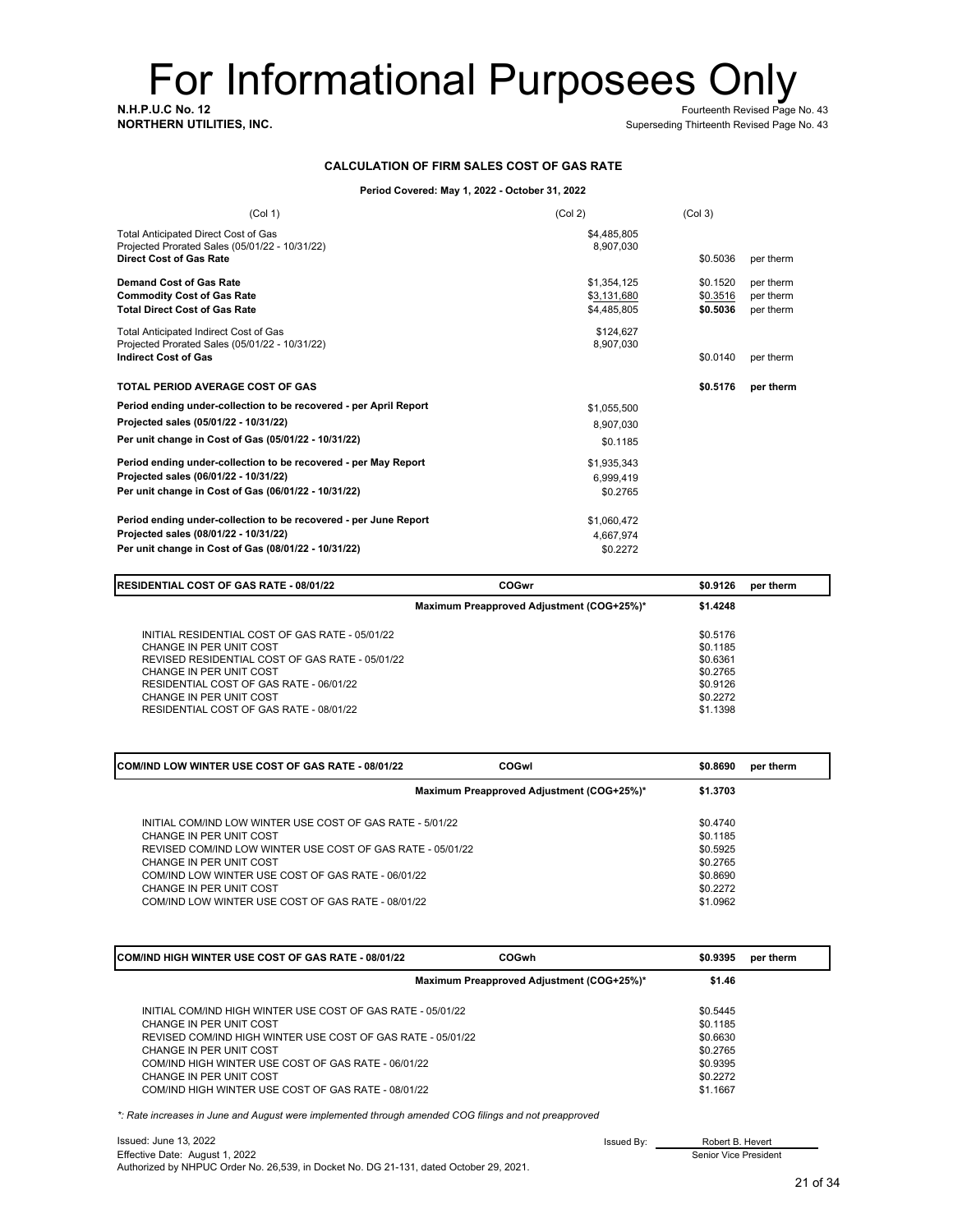# For Informational Purposees Only

**N.H.P.U.C No. 12** Fourteenth Revised Page No. 43
**NORTHERN UTILITIES, INC.** Superseding Thirteenth Revised Page No. 43

**CALCULATION OF FIRM SALES COST OF GAS RATE**

**Period Covered: May 1, 2022 - October 31, 2022**

| (Col 1) | (Col 2) | (Col 3) | |
|---|---|---|---|
| Total Anticipated Direct Cost of Gas | $4,485,805 | | |
| Projected Prorated Sales (05/01/22 - 10/31/22) | 8,907,030 | | |
| **Direct Cost of Gas Rate** | | $0.5036 | per therm |
| **Demand Cost of Gas Rate** | $1,354,125 | $0.1520 | per therm |
| **Commodity Cost of Gas Rate** | $3,131,680 | $0.3516 | per therm |
| **Total Direct Cost of Gas Rate** | $4,485,805 | **$0.5036** | per therm |
| Total Anticipated Indirect Cost of Gas | $124,627 | | |
| Projected Prorated Sales (05/01/22 - 10/31/22) | 8,907,030 | | |
| **Indirect Cost of Gas** | | $0.0140 | per therm |
| **TOTAL PERIOD AVERAGE COST OF GAS** | | **$0.5176** | **per therm** |
| **Period ending under-collection to be recovered - per April Report** | $1,055,500 | | |
| **Projected sales (05/01/22 - 10/31/22)** | 8,907,030 | | |
| **Per unit change in Cost of Gas (05/01/22 - 10/31/22)** | $0.1185 | | |
| **Period ending under-collection to be recovered - per May Report** | $1,935,343 | | |
| **Projected sales (06/01/22 - 10/31/22)** | 6,999,419 | | |
| **Per unit change in Cost of Gas (06/01/22 - 10/31/22)** | $0.2765 | | |
| **Period ending under-collection to be recovered - per June Report** | $1,060,472 | | |
| **Projected sales (08/01/22 - 10/31/22)** | 4,667,974 | | |
| **Per unit change in Cost of Gas (08/01/22 - 10/31/22)** | $0.2272 | | |

| **RESIDENTIAL COST OF GAS RATE - 08/01/22** | **COGwr** | **$0.9126** | **per therm** |
|---|---|---|---|
| | **Maximum Preapproved Adjustment (COG+25%)*** | **$1.4248** | |
| INITIAL RESIDENTIAL COST OF GAS RATE - 05/01/22 | | $0.5176 | |
| CHANGE IN PER UNIT COST | | $0.1185 | |
| REVISED RESIDENTIAL COST OF GAS RATE - 05/01/22 | | $0.6361 | |
| CHANGE IN PER UNIT COST | | $0.2765 | |
| RESIDENTIAL COST OF GAS RATE - 06/01/22 | | $0.9126 | |
| CHANGE IN PER UNIT COST | | $0.2272 | |
| RESIDENTIAL COST OF GAS RATE - 08/01/22 | | $1.1398 | |

| **COM/IND LOW WINTER USE COST OF GAS RATE - 08/01/22** | **COGwl** | **$0.8690** | **per therm** |
|---|---|---|---|
| | **Maximum Preapproved Adjustment (COG+25%)*** | **$1.3703** | |
| INITIAL COM/IND LOW WINTER USE COST OF GAS RATE - 5/01/22 | | $0.4740 | |
| CHANGE IN PER UNIT COST | | $0.1185 | |
| REVISED COM/IND LOW WINTER USE COST OF GAS RATE - 05/01/22 | | $0.5925 | |
| CHANGE IN PER UNIT COST | | $0.2765 | |
| COM/IND LOW WINTER USE COST OF GAS RATE - 06/01/22 | | $0.8690 | |
| CHANGE IN PER UNIT COST | | $0.2272 | |
| COM/IND LOW WINTER USE COST OF GAS RATE - 08/01/22 | | $1.0962 | |

| **COM/IND HIGH WINTER USE COST OF GAS RATE - 08/01/22** | **COGwh** | **$0.9395** | **per therm** |
|---|---|---|---|
| | **Maximum Preapproved Adjustment (COG+25%)*** | **$1.46** | |
| INITIAL COM/IND HIGH WINTER USE COST OF GAS RATE - 05/01/22 | | $0.5445 | |
| CHANGE IN PER UNIT COST | | $0.1185 | |
| REVISED COM/IND HIGH WINTER USE COST OF GAS RATE - 05/01/22 | | $0.6630 | |
| CHANGE IN PER UNIT COST | | $0.2765 | |
| COM/IND HIGH WINTER USE COST OF GAS RATE - 06/01/22 | | $0.9395 | |
| CHANGE IN PER UNIT COST | | $0.2272 | |
| COM/IND HIGH WINTER USE COST OF GAS RATE - 08/01/22 | | $1.1667 | |

*\*: Rate increases in June and August were implemented through amended COG filings and not preapproved*

Issued: June 13, 2022
Effective Date: August 1, 2022
Authorized by NHPUC Order No. 26,539, in Docket No. DG 21-131, dated October 29, 2021.

Issued By: Robert B. Hevert
Senior Vice President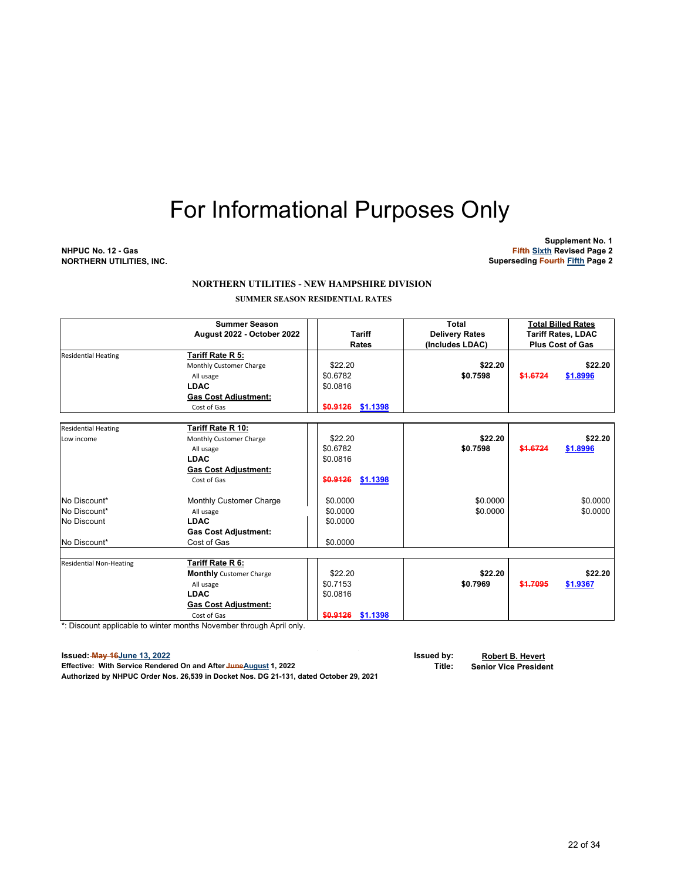# For Informational Purposes Only

**NHPUC No. 12 - Gas**
**NORTHERN UTILITIES, INC.**

**Supplement No. 1**
**~~Fifth~~ Sixth Revised Page 2**
**Superseding ~~Fourth~~ Fifth Page 2**

**NORTHERN UTILITIES - NEW HAMPSHIRE DIVISION**

**SUMMER SEASON RESIDENTIAL RATES**

| | Summer Season August 2022 - October 2022 | Tariff Rates | Total Delivery Rates (Includes LDAC) | Total Billed Rates Tariff Rates, LDAC Plus Cost of Gas |
|---|---|---|---|---|
| Residential Heating | **Tariff Rate R 5:** | | | |
| | Monthly Customer Charge | $22.20 | **$22.20** | **$22.20** |
| | All usage | $0.6782 | **$0.7598** | ~~$1.6724~~ $1.8996 |
| | **LDAC** | $0.0816 | | |
| | **Gas Cost Adjustment:** | | | |
| | Cost of Gas | ~~$0.9126~~ $1.1398 | | |
| Residential Heating | **Tariff Rate R 10:** | | | |
| Low income | Monthly Customer Charge | $22.20 | **$22.20** | **$22.20** |
| | All usage | $0.6782 | **$0.7598** | ~~$1.6724~~ $1.8996 |
| | **LDAC** | $0.0816 | | |
| | **Gas Cost Adjustment:** | | | |
| | Cost of Gas | ~~$0.9126~~ $1.1398 | | |
| No Discount* | Monthly Customer Charge | $0.0000 | $0.0000 | $0.0000 |
| No Discount* | All usage | $0.0000 | $0.0000 | $0.0000 |
| No Discount | **LDAC** | $0.0000 | | |
| | **Gas Cost Adjustment:** | | | |
| No Discount* | Cost of Gas | $0.0000 | | |
| Residential Non-Heating | **Tariff Rate R 6:** | | | |
| | **Monthly** Customer Charge | $22.20 | **$22.20** | **$22.20** |
| | All usage | $0.7153 | **$0.7969** | ~~$1.7095~~ $1.9367 |
| | **LDAC** | $0.0816 | | |
| | **Gas Cost Adjustment:** | | | |
| | Cost of Gas | ~~$0.9126~~ $1.1398 | | |

*: Discount applicable to winter months November through April only.

**Issued: ~~May 16~~June 13, 2022**
**Effective: With Service Rendered On and After ~~June~~August 1, 2022**
**Authorized by NHPUC Order Nos. 26,539 in Docket Nos. DG 21-131, dated October 29, 2021**

**Issued by:** **Robert B. Hevert**
**Title:** **Senior Vice President**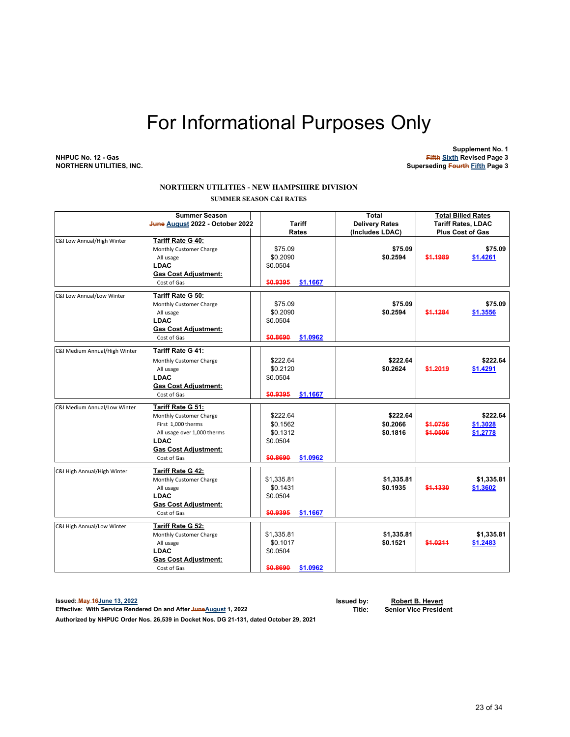# For Informational Purposes Only

**NHPUC No. 12 - Gas**
**NORTHERN UTILITIES, INC.**

**Supplement No. 1**
**~~Fifth~~ Sixth Revised Page 3**
**Superseding ~~Fourth~~ Fifth Page 3**

### NORTHERN UTILITIES - NEW HAMPSHIRE DIVISION

#### SUMMER SEASON C&I RATES

| | Summer Season ~~June~~ August 2022 - October 2022 | Tariff Rates | Total Delivery Rates (Includes LDAC) | Total Billed Rates Tariff Rates, LDAC Plus Cost of Gas |
|---|---|---|---|---|
| C&I Low Annual/High Winter | **Tariff Rate G 40:** | | | |
| | Monthly Customer Charge | $75.09 | **$75.09** | **$75.09** |
| | All usage | $0.2090 | **$0.2594** | ~~$1.1989~~ **$1.4261** |
| | **LDAC** | $0.0504 | | |
| | **Gas Cost Adjustment:** | | | |
| | Cost of Gas | ~~$0.9395~~ **$1.1667** | | |
| C&I Low Annual/Low Winter | **Tariff Rate G 50:** | | | |
| | Monthly Customer Charge | $75.09 | **$75.09** | **$75.09** |
| | All usage | $0.2090 | **$0.2594** | ~~$1.1284~~ **$1.3556** |
| | **LDAC** | $0.0504 | | |
| | **Gas Cost Adjustment:** | | | |
| | Cost of Gas | ~~$0.8690~~ **$1.0962** | | |
| C&I Medium Annual/High Winter | **Tariff Rate G 41:** | | | |
| | Monthly Customer Charge | $222.64 | **$222.64** | **$222.64** |
| | All usage | $0.2120 | **$0.2624** | ~~$1.2019~~ **$1.4291** |
| | **LDAC** | $0.0504 | | |
| | **Gas Cost Adjustment:** | | | |
| | Cost of Gas | ~~$0.9395~~ **$1.1667** | | |
| C&I Medium Annual/Low Winter | **Tariff Rate G 51:** | | | |
| | Monthly Customer Charge | $222.64 | **$222.64** | **$222.64** |
| | First 1,000 therms | $0.1562 | **$0.2066** | ~~$1.0756~~ **$1.3028** |
| | All usage over 1,000 therms | $0.1312 | **$0.1816** | ~~$1.0506~~ **$1.2778** |
| | **LDAC** | $0.0504 | | |
| | **Gas Cost Adjustment:** | | | |
| | Cost of Gas | ~~$0.8690~~ **$1.0962** | | |
| C&I High Annual/High Winter | **Tariff Rate G 42:** | | | |
| | Monthly Customer Charge | $1,335.81 | **$1,335.81** | **$1,335.81** |
| | All usage | $0.1431 | **$0.1935** | ~~$1.1330~~ **$1.3602** |
| | **LDAC** | $0.0504 | | |
| | **Gas Cost Adjustment:** | | | |
| | Cost of Gas | ~~$0.9395~~ **$1.1667** | | |
| C&I High Annual/Low Winter | **Tariff Rate G 52:** | | | |
| | Monthly Customer Charge | $1,335.81 | **$1,335.81** | **$1,335.81** |
| | All usage | $0.1017 | **$0.1521** | ~~$1.0211~~ **$1.2483** |
| | **LDAC** | $0.0504 | | |
| | **Gas Cost Adjustment:** | | | |
| | Cost of Gas | ~~$0.8690~~ **$1.0962** | | |

**Issued: ~~May 16~~ June 13, 2022**
**Effective: With Service Rendered On and After ~~June~~ August 1, 2022**
**Authorized by NHPUC Order Nos. 26,539 in Docket Nos. DG 21-131, dated October 29, 2021**

**Issued by: Robert B. Hevert**
**Title: Senior Vice President**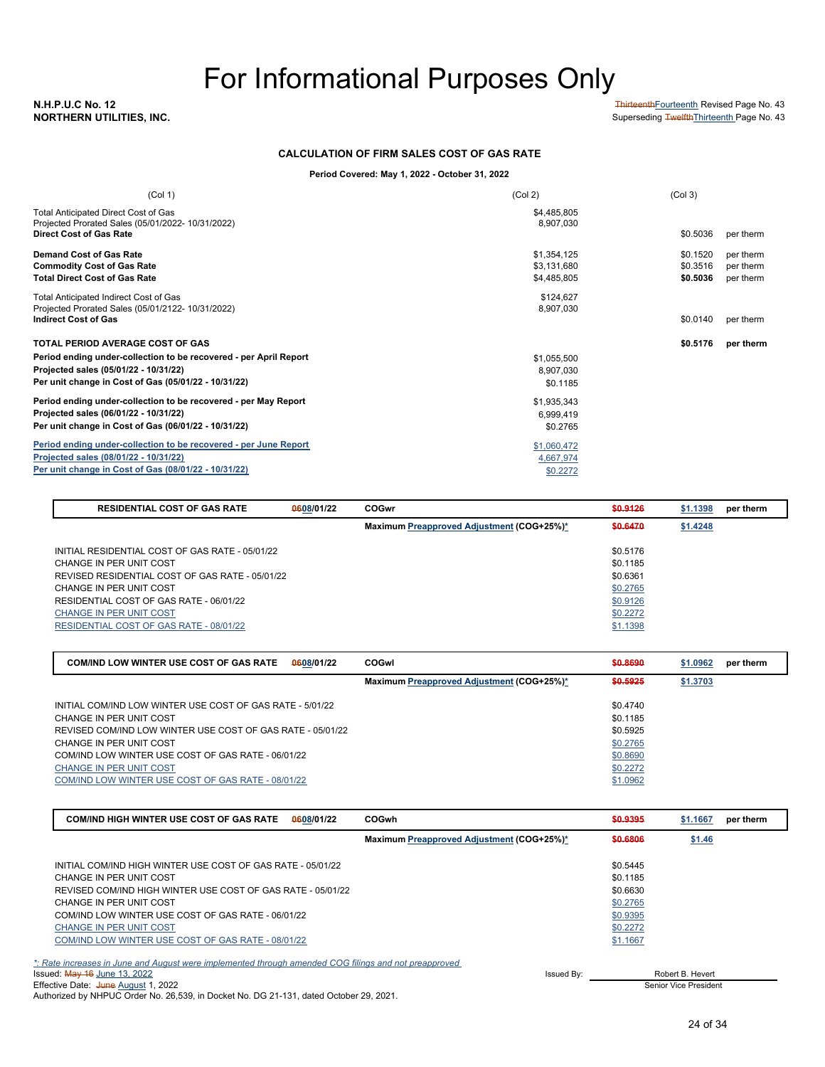# For Informational Purposes Only

**N.H.P.U.C No. 12**
**NORTHERN UTILITIES, INC.**

~~Thirteenth~~Fourteenth Revised Page No. 43
Superseding ~~Twelfth~~Thirteenth Page No. 43

### CALCULATION OF FIRM SALES COST OF GAS RATE

**Period Covered: May 1, 2022 - October 31, 2022**

| (Col 1) | (Col 2) | (Col 3) | |
|---|---|---|---|
| Total Anticipated Direct Cost of Gas | $4,485,805 | | |
| Projected Prorated Sales (05/01/2022- 10/31/2022) | 8,907,030 | | |
| **Direct Cost of Gas Rate** | | $0.5036 | per therm |
| **Demand Cost of Gas Rate** | $1,354,125 | $0.1520 | per therm |
| **Commodity Cost of Gas Rate** | $3,131,680 | $0.3516 | per therm |
| **Total Direct Cost of Gas Rate** | $4,485,805 | **$0.5036** | per therm |
| Total Anticipated Indirect Cost of Gas | $124,627 | | |
| Projected Prorated Sales (05/01/2122- 10/31/2022) | 8,907,030 | | |
| **Indirect Cost of Gas** | | $0.0140 | per therm |
| **TOTAL PERIOD AVERAGE COST OF GAS** | | **$0.5176** | **per therm** |
| **Period ending under-collection to be recovered - per April Report** | $1,055,500 | | |
| **Projected sales (05/01/22 - 10/31/22)** | 8,907,030 | | |
| **Per unit change in Cost of Gas (05/01/22 - 10/31/22)** | $0.1185 | | |
| **Period ending under-collection to be recovered - per May Report** | $1,935,343 | | |
| **Projected sales (06/01/22 - 10/31/22)** | 6,999,419 | | |
| **Per unit change in Cost of Gas (06/01/22 - 10/31/22)** | $0.2765 | | |
| **Period ending under-collection to be recovered - per June Report** | $1,060,472 | | |
| **Projected sales (08/01/22 - 10/31/22)** | 4,667,974 | | |
| **Per unit change in Cost of Gas (08/01/22 - 10/31/22)** | $0.2272 | | |

| **RESIDENTIAL COST OF GAS RATE** | **~~06~~08/01/22** | **COGwr** | ~~$0.9126~~ | $1.1398 | **per therm** |
|---|---|---|---|---|---|
| | | **Maximum Preapproved Adjustment (COG+25%)*** | ~~$0.6470~~ | $1.4248 | |
| INITIAL RESIDENTIAL COST OF GAS RATE - 05/01/22 | | | $0.5176 | | |
| CHANGE IN PER UNIT COST | | | $0.1185 | | |
| REVISED RESIDENTIAL COST OF GAS RATE - 05/01/22 | | | $0.6361 | | |
| CHANGE IN PER UNIT COST | | | $0.2765 | | |
| RESIDENTIAL COST OF GAS RATE - 06/01/22 | | | $0.9126 | | |
| CHANGE IN PER UNIT COST | | | $0.2272 | | |
| RESIDENTIAL COST OF GAS RATE - 08/01/22 | | | $1.1398 | | |

| **COM/IND LOW WINTER USE COST OF GAS RATE** | **~~06~~08/01/22** | **COGwl** | ~~$0.8690~~ | $1.0962 | **per therm** |
|---|---|---|---|---|---|
| | | **Maximum Preapproved Adjustment (COG+25%)*** | ~~$0.5925~~ | $1.3703 | |
| INITIAL COM/IND LOW WINTER USE COST OF GAS RATE - 5/01/22 | | | $0.4740 | | |
| CHANGE IN PER UNIT COST | | | $0.1185 | | |
| REVISED COM/IND LOW WINTER USE COST OF GAS RATE - 05/01/22 | | | $0.5925 | | |
| CHANGE IN PER UNIT COST | | | $0.2765 | | |
| COM/IND LOW WINTER USE COST OF GAS RATE - 06/01/22 | | | $0.8690 | | |
| CHANGE IN PER UNIT COST | | | $0.2272 | | |
| COM/IND LOW WINTER USE COST OF GAS RATE - 08/01/22 | | | $1.0962 | | |

| **COM/IND HIGH WINTER USE COST OF GAS RATE** | **~~06~~08/01/22** | **COGwh** | ~~$0.9395~~ | $1.1667 | **per therm** |
|---|---|---|---|---|---|
| | | **Maximum Preapproved Adjustment (COG+25%)*** | ~~$0.6806~~ | $1.46 | |
| INITIAL COM/IND HIGH WINTER USE COST OF GAS RATE - 05/01/22 | | | $0.5445 | | |
| CHANGE IN PER UNIT COST | | | $0.1185 | | |
| REVISED COM/IND HIGH WINTER USE COST OF GAS RATE - 05/01/22 | | | $0.6630 | | |
| CHANGE IN PER UNIT COST | | | $0.2765 | | |
| COM/IND LOW WINTER USE COST OF GAS RATE - 06/01/22 | | | $0.9395 | | |
| CHANGE IN PER UNIT COST | | | $0.2272 | | |
| COM/IND LOW WINTER USE COST OF GAS RATE - 08/01/22 | | | $1.1667 | | |

*: Rate increases in June and August were implemented through amended COG filings and not preapproved

Issued: ~~May 16~~ June 13, 2022
Effective Date: ~~June~~ August 1, 2022
Authorized by NHPUC Order No. 26,539, in Docket No. DG 21-131, dated October 29, 2021.

Issued By: Robert B. Hevert
Senior Vice President